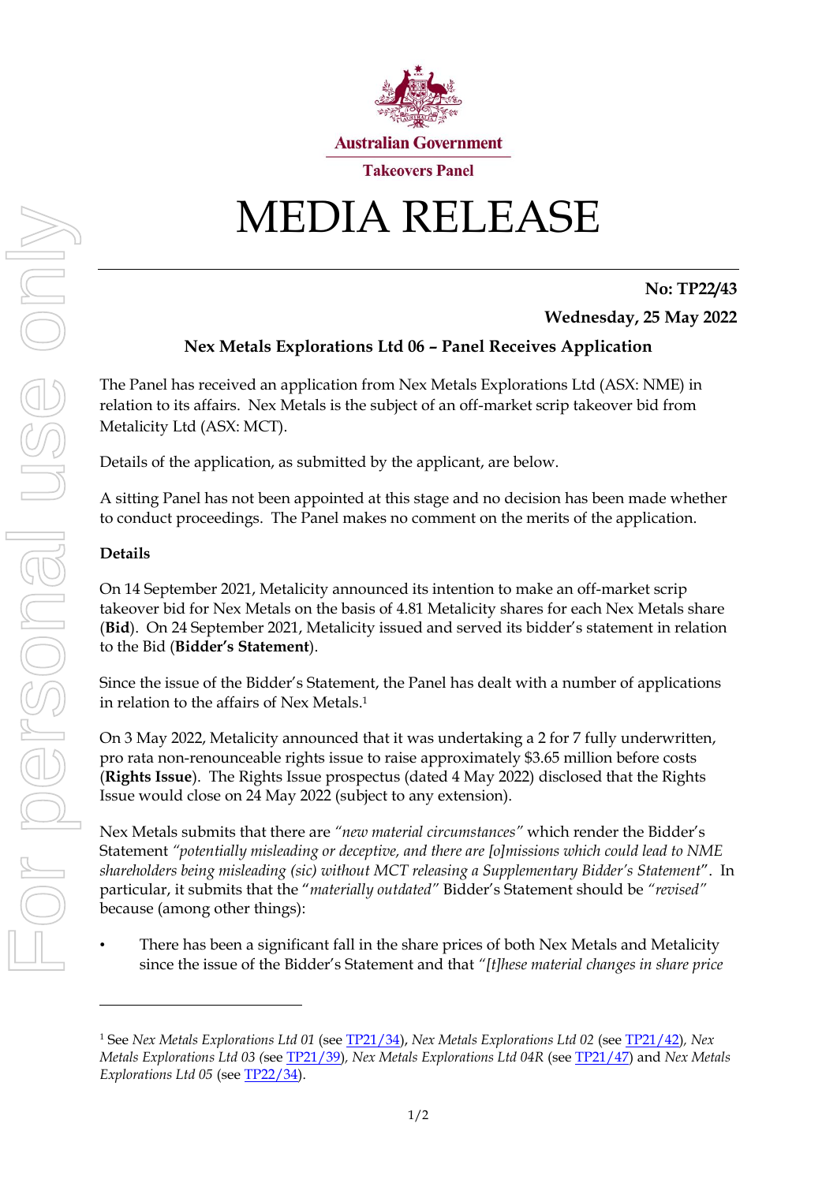Australian Government

Takeovers Panel

# MEDIA RELEASE

**No: TP22/43**

**Wednesday, 25 May 2022**

## Nex Metals Explorations Ltd 06 – Panel Receives Application

The Panel has received an application from Nex Metals Explorations Ltd (ASX: NME) in relation to its affairs. Nex Metals is the subject of an off-market scrip takeover bid from Metalicity Ltd (ASX: MCT).

Details of the application, as submitted by the applicant, are below.

A sitting Panel has not been appointed at this stage and no decision has been made whether to conduct proceedings. The Panel makes no comment on the merits of the application.

**Details**

On 14 September 2021, Metalicity announced its intention to make an off-market scrip takeover bid for Nex Metals on the basis of 4.81 Metalicity shares for each Nex Metals share (**Bid**). On 24 September 2021, Metalicity issued and served its bidder's statement in relation to the Bid (**Bidder's Statement**).

Since the issue of the Bidder's Statement, the Panel has dealt with a number of applications in relation to the affairs of Nex Metals.[1]

On 3 May 2022, Metalicity announced that it was undertaking a 2 for 7 fully underwritten, pro rata non-renounceable rights issue to raise approximately $3.65 million before costs (**Rights Issue**). The Rights Issue prospectus (dated 4 May 2022) disclosed that the Rights Issue would close on 24 May 2022 (subject to any extension).

Nex Metals submits that there are *"new material circumstances"* which render the Bidder's Statement *"potentially misleading or deceptive, and there are [o]missions which could lead to NME shareholders being misleading (sic) without MCT releasing a Supplementary Bidder's Statement"*. In particular, it submits that the "*materially outdated*" Bidder's Statement should be *"revised"* because (among other things):

- There has been a significant fall in the share prices of both Nex Metals and Metalicity since the issue of the Bidder's Statement and that *"[t]hese material changes in share price*

---

[1] See *Nex Metals Explorations Ltd 01* (see TP21/34), *Nex Metals Explorations Ltd 02* (see TP21/42), *Nex Metals Explorations Ltd 03* (see TP21/39), *Nex Metals Explorations Ltd 04R* (see TP21/47) and *Nex Metals Explorations Ltd 05* (see TP22/34).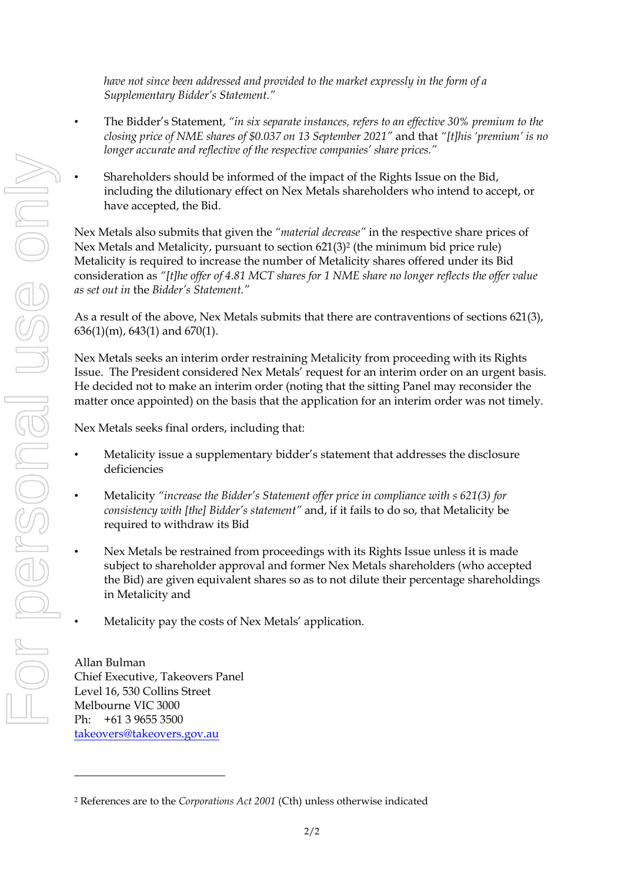*have not since been addressed and provided to the market expressly in the form of a Supplementary Bidder's Statement."*

- The Bidder's Statement, *"in six separate instances, refers to an effective 30% premium to the closing price of NME shares of $0.037 on 13 September 2021"* and that *"[t]his 'premium' is no longer accurate and reflective of the respective companies' share prices."*

- Shareholders should be informed of the impact of the Rights Issue on the Bid, including the dilutionary effect on Nex Metals shareholders who intend to accept, or have accepted, the Bid.

Nex Metals also submits that given the *"material decrease"* in the respective share prices of Nex Metals and Metalicity, pursuant to section 621(3)[2] (the minimum bid price rule) Metalicity is required to increase the number of Metalicity shares offered under its Bid consideration as *"[t]he offer of 4.81 MCT shares for 1 NME share no longer reflects the offer value as set out in* the *Bidder's Statement."*

As a result of the above, Nex Metals submits that there are contraventions of sections 621(3), 636(1)(m), 643(1) and 670(1).

Nex Metals seeks an interim order restraining Metalicity from proceeding with its Rights Issue. The President considered Nex Metals' request for an interim order on an urgent basis. He decided not to make an interim order (noting that the sitting Panel may reconsider the matter once appointed) on the basis that the application for an interim order was not timely.

Nex Metals seeks final orders, including that:

- Metalicity issue a supplementary bidder's statement that addresses the disclosure deficiencies

- Metalicity *"increase the Bidder's Statement offer price in compliance with s 621(3) for consistency with [the] Bidder's statement"* and, if it fails to do so, that Metalicity be required to withdraw its Bid

- Nex Metals be restrained from proceedings with its Rights Issue unless it is made subject to shareholder approval and former Nex Metals shareholders (who accepted the Bid) are given equivalent shares so as to not dilute their percentage shareholdings in Metalicity and

- Metalicity pay the costs of Nex Metals' application.

Allan Bulman
Chief Executive, Takeovers Panel
Level 16, 530 Collins Street
Melbourne VIC 3000
Ph: +61 3 9655 3500
takeovers@takeovers.gov.au

---

[2] References are to the *Corporations Act 2001* (Cth) unless otherwise indicated